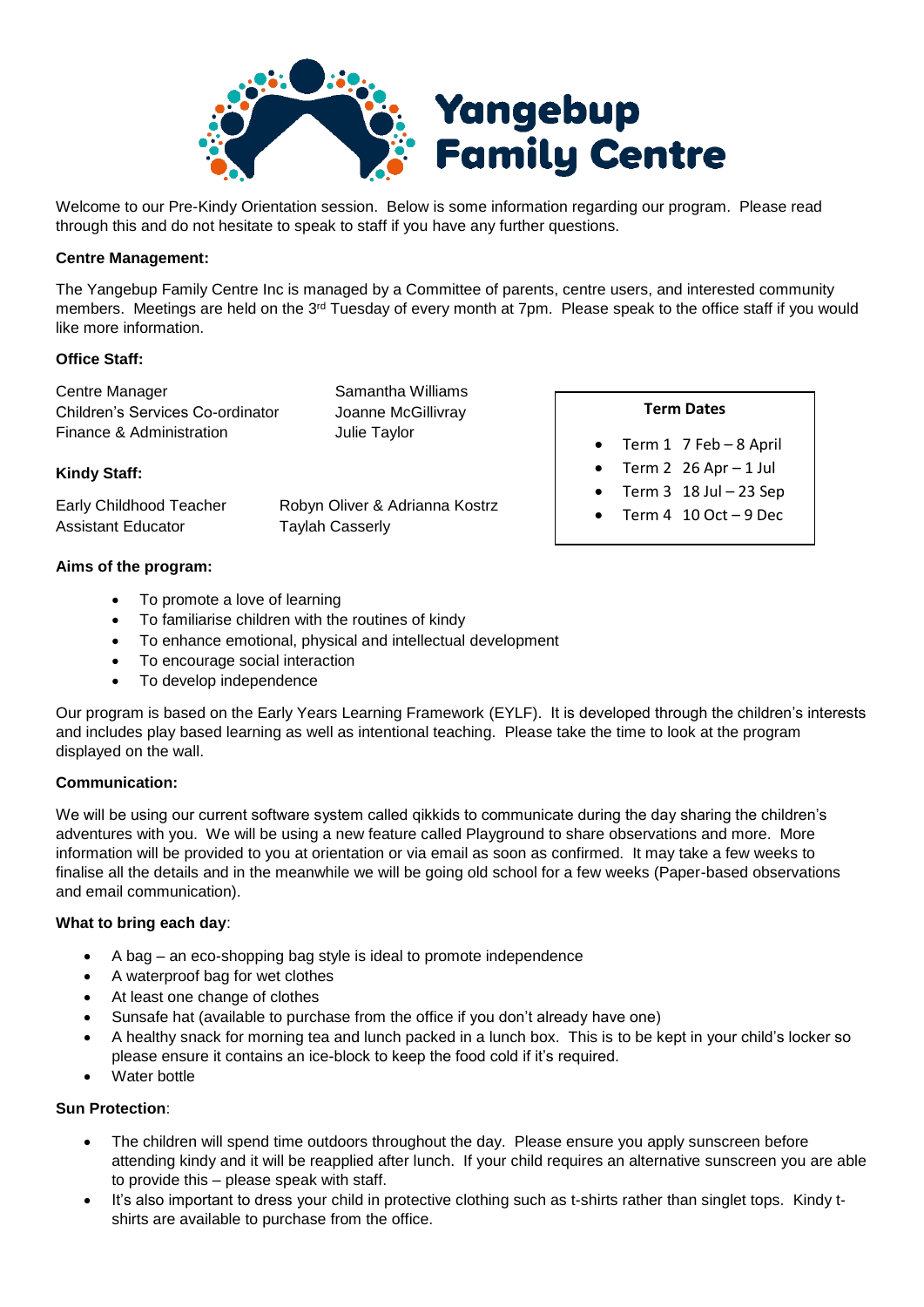# Yangebup Family Centre

Welcome to our Pre-Kindy Orientation session. Below is some information regarding our program. Please read through this and do not hesitate to speak to staff if you have any further questions.

**Centre Management:**

The Yangebup Family Centre Inc is managed by a Committee of parents, centre users, and interested community members. Meetings are held on the 3rd Tuesday of every month at 7pm. Please speak to the office staff if you would like more information.

**Office Staff:**

| | |
|---|---|
| Centre Manager | Samantha Williams |
| Children's Services Co-ordinator | Joanne McGillivray |
| Finance & Administration | Julie Taylor |

**Kindy Staff:**

| | |
|---|---|
| Early Childhood Teacher | Robyn Oliver & Adrianna Kostrz |
| Assistant Educator | Taylah Casserly |

**Term Dates**

- Term 1 7 Feb – 8 April
- Term 2 26 Apr – 1 Jul
- Term 3 18 Jul – 23 Sep
- Term 4 10 Oct – 9 Dec

**Aims of the program:**

- To promote a love of learning
- To familiarise children with the routines of kindy
- To enhance emotional, physical and intellectual development
- To encourage social interaction
- To develop independence

Our program is based on the Early Years Learning Framework (EYLF). It is developed through the children's interests and includes play based learning as well as intentional teaching. Please take the time to look at the program displayed on the wall.

**Communication:**

We will be using our current software system called qikkids to communicate during the day sharing the children's adventures with you. We will be using a new feature called Playground to share observations and more. More information will be provided to you at orientation or via email as soon as confirmed. It may take a few weeks to finalise all the details and in the meanwhile we will be going old school for a few weeks (Paper-based observations and email communication).

**What to bring each day**:

- A bag – an eco-shopping bag style is ideal to promote independence
- A waterproof bag for wet clothes
- At least one change of clothes
- Sunsafe hat (available to purchase from the office if you don't already have one)
- A healthy snack for morning tea and lunch packed in a lunch box. This is to be kept in your child's locker so please ensure it contains an ice-block to keep the food cold if it's required.
- Water bottle

**Sun Protection**:

- The children will spend time outdoors throughout the day. Please ensure you apply sunscreen before attending kindy and it will be reapplied after lunch. If your child requires an alternative sunscreen you are able to provide this – please speak with staff.
- It's also important to dress your child in protective clothing such as t-shirts rather than singlet tops. Kindy t-shirts are available to purchase from the office.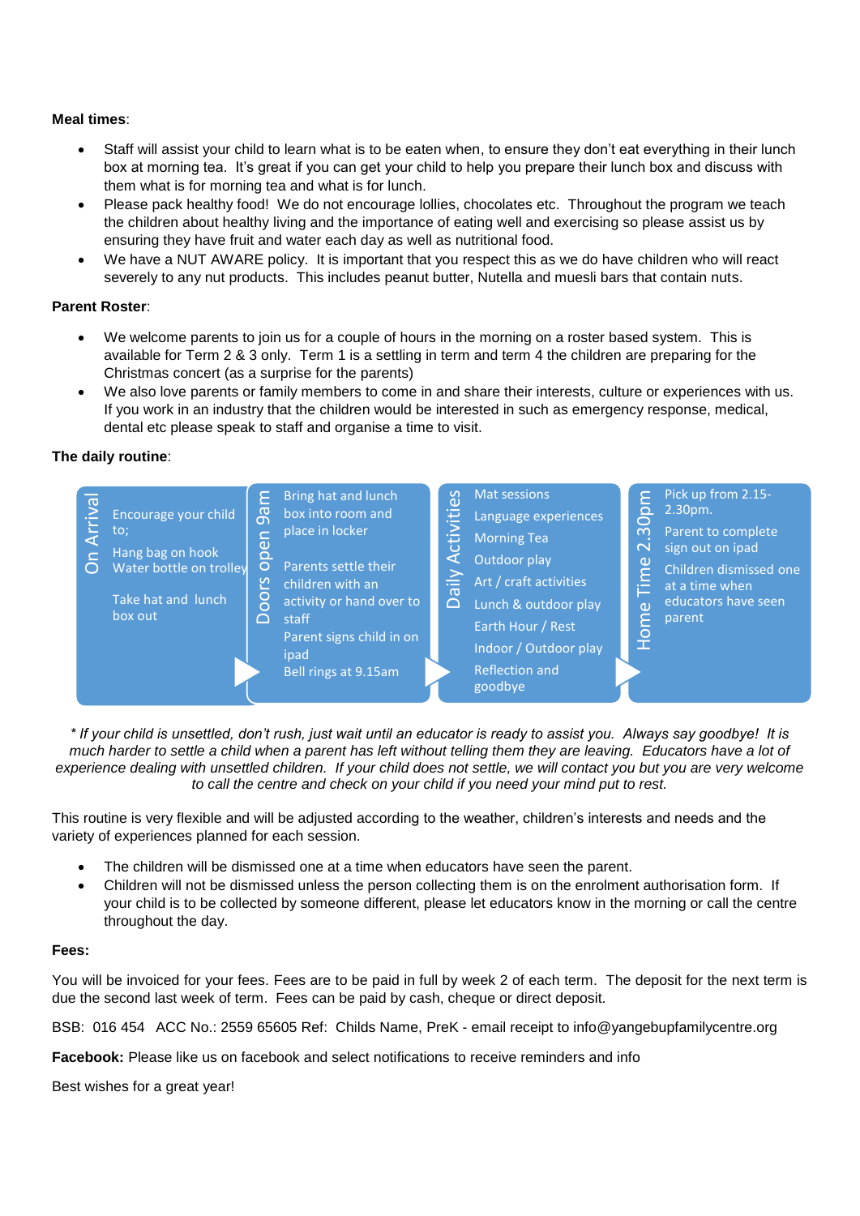**Meal times**:

- Staff will assist your child to learn what is to be eaten when, to ensure they don't eat everything in their lunch box at morning tea. It's great if you can get your child to help you prepare their lunch box and discuss with them what is for morning tea and what is for lunch.
- Please pack healthy food! We do not encourage lollies, chocolates etc. Throughout the program we teach the children about healthy living and the importance of eating well and exercising so please assist us by ensuring they have fruit and water each day as well as nutritional food.
- We have a NUT AWARE policy. It is important that you respect this as we do have children who will react severely to any nut products. This includes peanut butter, Nutella and muesli bars that contain nuts.

**Parent Roster**:

- We welcome parents to join us for a couple of hours in the morning on a roster based system. This is available for Term 2 & 3 only. Term 1 is a settling in term and term 4 the children are preparing for the Christmas concert (as a surprise for the parents)
- We also love parents or family members to come in and share their interests, culture or experiences with us. If you work in an industry that the children would be interested in such as emergency response, medical, dental etc please speak to staff and organise a time to visit.

**The daily routine**:

**On Arrival**

Encourage your child to;

Hang bag on hook
Water bottle on trolley

Take hat and lunch box out

**Doors open 9am**

Bring hat and lunch box into room and place in locker

Parents settle their children with an activity or hand over to staff

Parent signs child in on ipad

Bell rings at 9.15am

**Daily Activities**

Mat sessions
Language experiences
Morning Tea
Outdoor play
Art / craft activities
Lunch & outdoor play
Earth Hour / Rest
Indoor / Outdoor play
Reflection and goodbye

**Home Time 2.30pm**

Pick up from 2.15-2.30pm.

Parent to complete sign out on ipad

Children dismissed one at a time when educators have seen parent

*\* If your child is unsettled, don't rush, just wait until an educator is ready to assist you. Always say goodbye! It is much harder to settle a child when a parent has left without telling them they are leaving. Educators have a lot of experience dealing with unsettled children. If your child does not settle, we will contact you but you are very welcome to call the centre and check on your child if you need your mind put to rest.*

This routine is very flexible and will be adjusted according to the weather, children's interests and needs and the variety of experiences planned for each session.

- The children will be dismissed one at a time when educators have seen the parent.
- Children will not be dismissed unless the person collecting them is on the enrolment authorisation form. If your child is to be collected by someone different, please let educators know in the morning or call the centre throughout the day.

**Fees:**

You will be invoiced for your fees. Fees are to be paid in full by week 2 of each term. The deposit for the next term is due the second last week of term. Fees can be paid by cash, cheque or direct deposit.

BSB: 016 454 ACC No.: 2559 65605 Ref: Childs Name, PreK - email receipt to info@yangebupfamilycentre.org

**Facebook:** Please like us on facebook and select notifications to receive reminders and info

Best wishes for a great year!